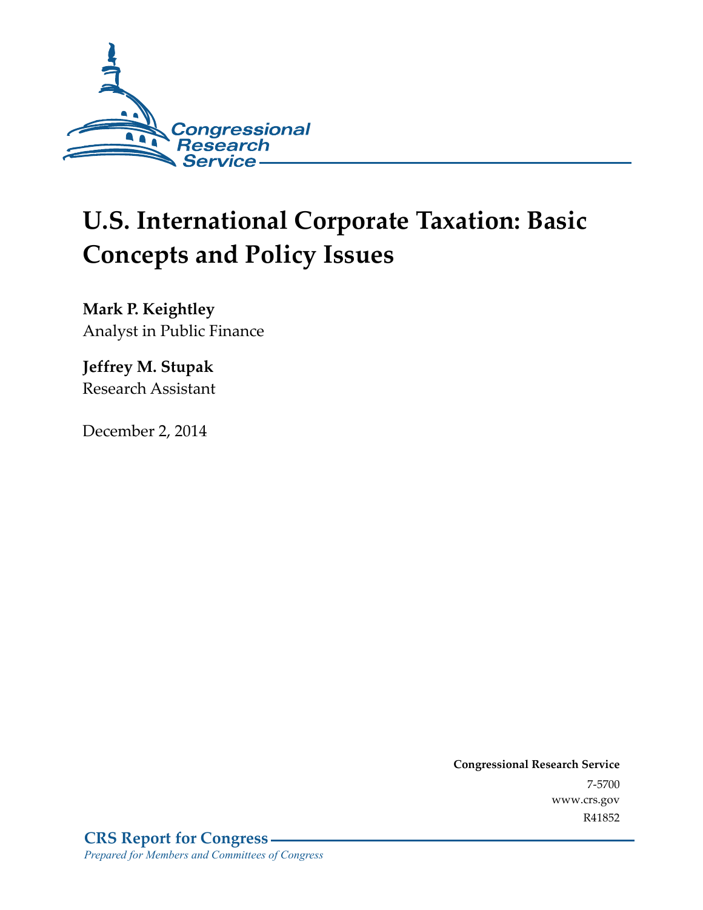Congressional Research Service

# U.S. International Corporate Taxation: Basic Concepts and Policy Issues

**Mark P. Keightley**
Analyst in Public Finance

**Jeffrey M. Stupak**
Research Assistant

December 2, 2014

**Congressional Research Service**
7-5700
www.crs.gov
R41852

**CRS Report for Congress**
*Prepared for Members and Committees of Congress*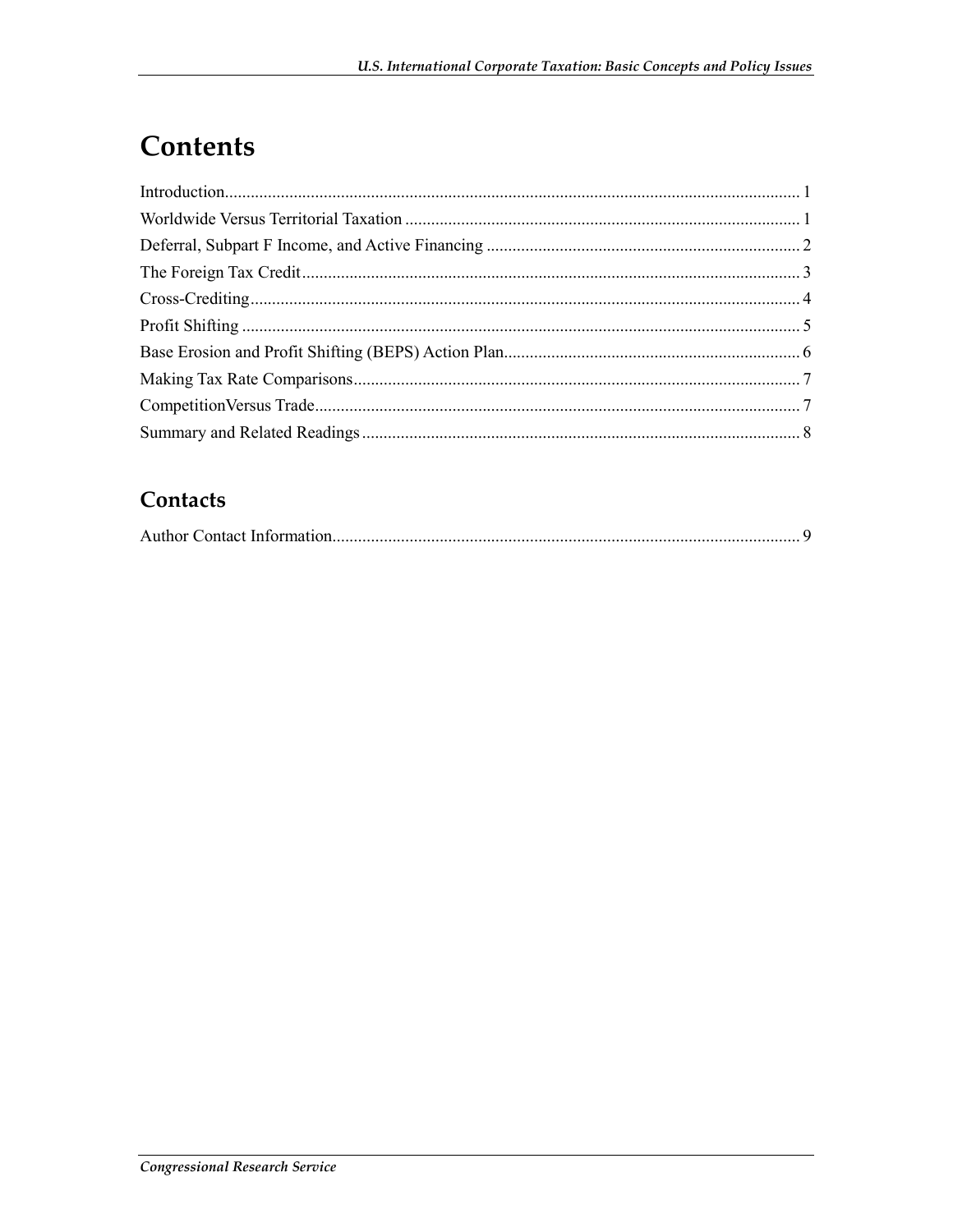# Contents

Introduction..................................................................................................................................... 1

Worldwide Versus Territorial Taxation ........................................................................................... 1

Deferral, Subpart F Income, and Active Financing ......................................................................... 2

The Foreign Tax Credit.................................................................................................................... 3

Cross-Crediting................................................................................................................................ 4

Profit Shifting .................................................................................................................................. 5

Base Erosion and Profit Shifting (BEPS) Action Plan..................................................................... 6

Making Tax Rate Comparisons........................................................................................................ 7

CompetitionVersus Trade................................................................................................................. 7

Summary and Related Readings ...................................................................................................... 8

## Contacts

Author Contact Information............................................................................................................. 9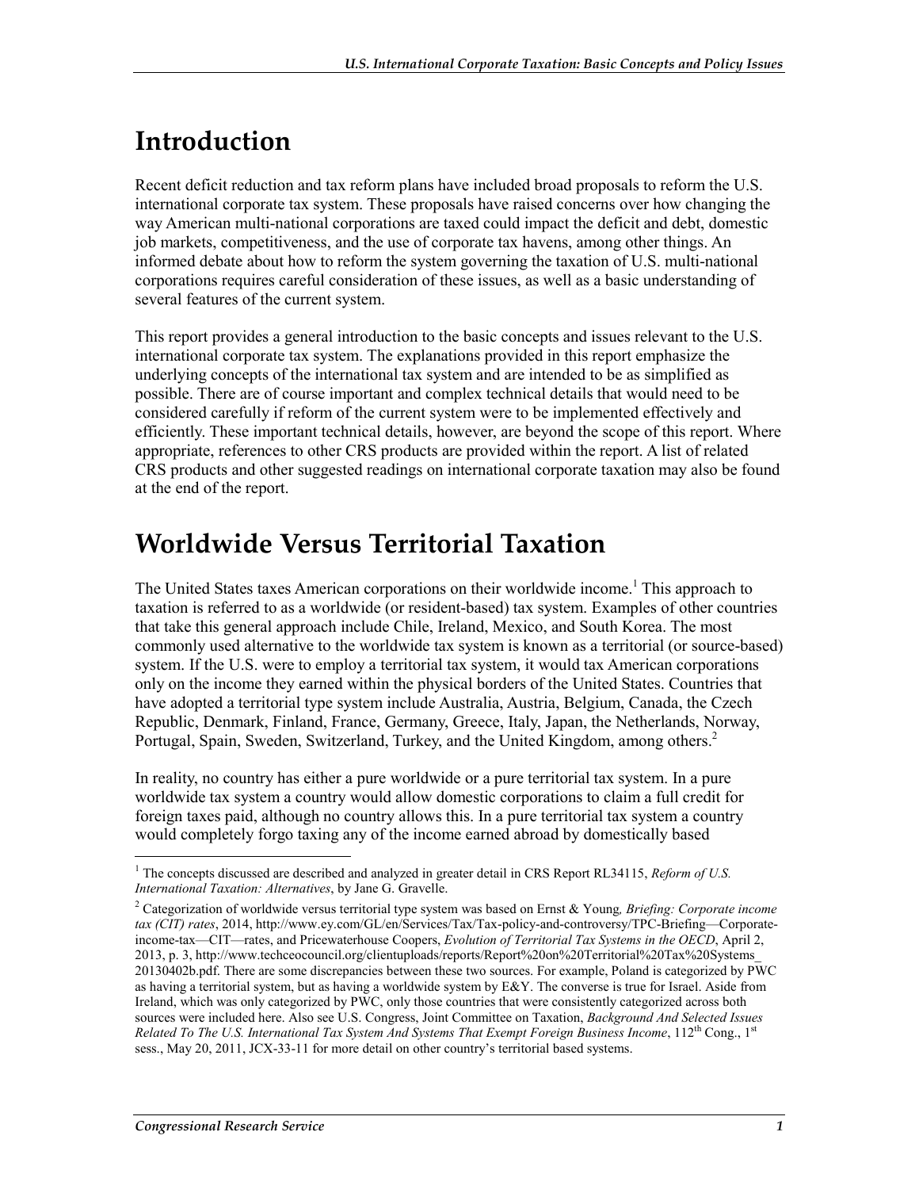# Introduction

Recent deficit reduction and tax reform plans have included broad proposals to reform the U.S. international corporate tax system. These proposals have raised concerns over how changing the way American multi-national corporations are taxed could impact the deficit and debt, domestic job markets, competitiveness, and the use of corporate tax havens, among other things. An informed debate about how to reform the system governing the taxation of U.S. multi-national corporations requires careful consideration of these issues, as well as a basic understanding of several features of the current system.

This report provides a general introduction to the basic concepts and issues relevant to the U.S. international corporate tax system. The explanations provided in this report emphasize the underlying concepts of the international tax system and are intended to be as simplified as possible. There are of course important and complex technical details that would need to be considered carefully if reform of the current system were to be implemented effectively and efficiently. These important technical details, however, are beyond the scope of this report. Where appropriate, references to other CRS products are provided within the report. A list of related CRS products and other suggested readings on international corporate taxation may also be found at the end of the report.

# Worldwide Versus Territorial Taxation

The United States taxes American corporations on their worldwide income.[1] This approach to taxation is referred to as a worldwide (or resident-based) tax system. Examples of other countries that take this general approach include Chile, Ireland, Mexico, and South Korea. The most commonly used alternative to the worldwide tax system is known as a territorial (or source-based) system. If the U.S. were to employ a territorial tax system, it would tax American corporations only on the income they earned within the physical borders of the United States. Countries that have adopted a territorial type system include Australia, Austria, Belgium, Canada, the Czech Republic, Denmark, Finland, France, Germany, Greece, Italy, Japan, the Netherlands, Norway, Portugal, Spain, Sweden, Switzerland, Turkey, and the United Kingdom, among others.[2]

In reality, no country has either a pure worldwide or a pure territorial tax system. In a pure worldwide tax system a country would allow domestic corporations to claim a full credit for foreign taxes paid, although no country allows this. In a pure territorial tax system a country would completely forgo taxing any of the income earned abroad by domestically based

---

[1] The concepts discussed are described and analyzed in greater detail in CRS Report RL34115, *Reform of U.S. International Taxation: Alternatives*, by Jane G. Gravelle.

[2] Categorization of worldwide versus territorial type system was based on Ernst & Young, *Briefing: Corporate income tax (CIT) rates*, 2014, http://www.ey.com/GL/en/Services/Tax/Tax-policy-and-controversy/TPC-Briefing—Corporate-income-tax—CIT—rates, and Pricewaterhouse Coopers, *Evolution of Territorial Tax Systems in the OECD*, April 2, 2013, p. 3, http://www.techceocouncil.org/clientuploads/reports/Report%20on%20Territorial%20Tax%20Systems_20130402b.pdf. There are some discrepancies between these two sources. For example, Poland is categorized by PWC as having a territorial system, but as having a worldwide system by E&Y. The converse is true for Israel. Aside from Ireland, which was only categorized by PWC, only those countries that were consistently categorized across both sources were included here. Also see U.S. Congress, Joint Committee on Taxation, *Background And Selected Issues Related To The U.S. International Tax System And Systems That Exempt Foreign Business Income*, 112th Cong., 1st sess., May 20, 2011, JCX-33-11 for more detail on other country's territorial based systems.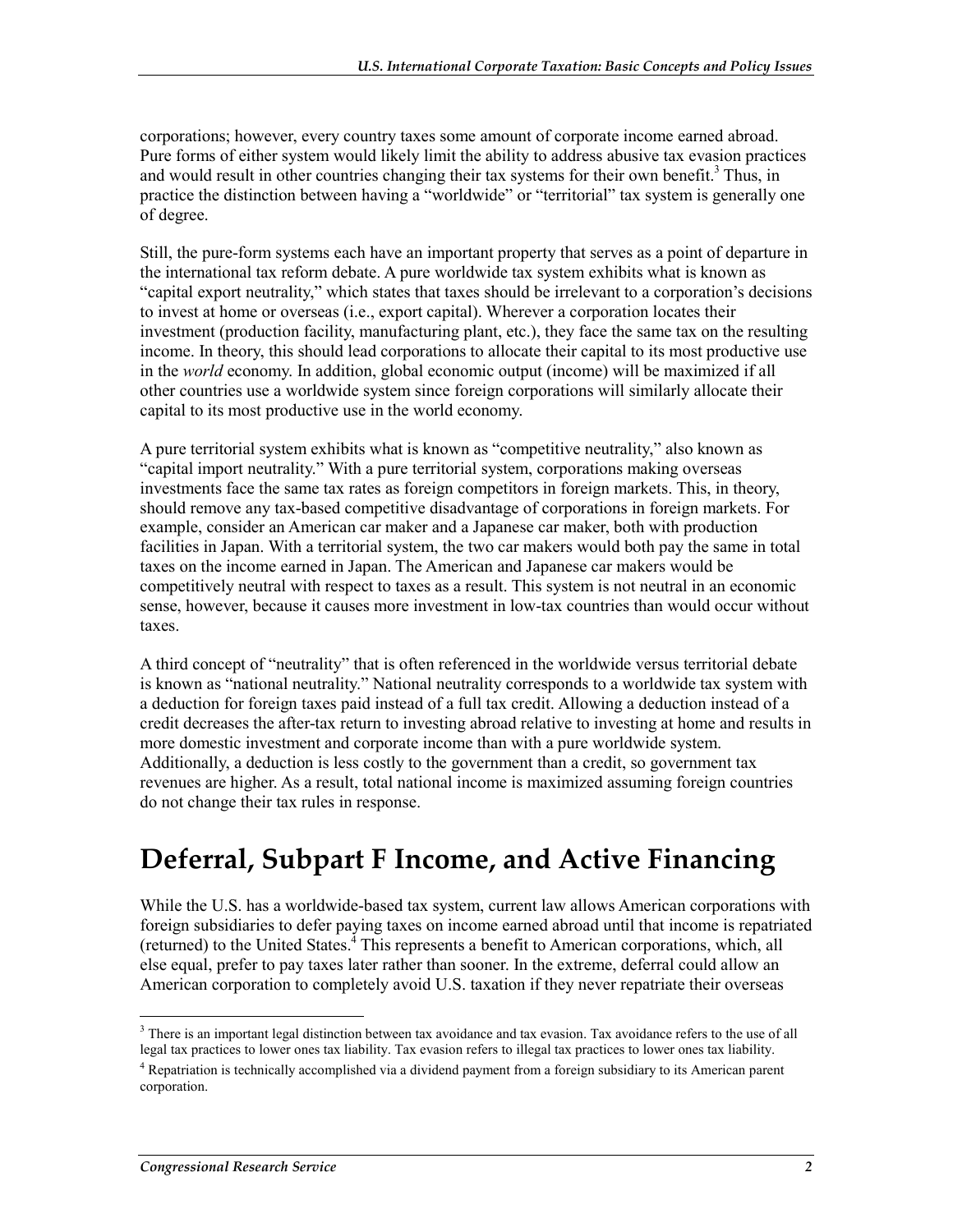corporations; however, every country taxes some amount of corporate income earned abroad. Pure forms of either system would likely limit the ability to address abusive tax evasion practices and would result in other countries changing their tax systems for their own benefit.[3] Thus, in practice the distinction between having a "worldwide" or "territorial" tax system is generally one of degree.

Still, the pure-form systems each have an important property that serves as a point of departure in the international tax reform debate. A pure worldwide tax system exhibits what is known as "capital export neutrality," which states that taxes should be irrelevant to a corporation's decisions to invest at home or overseas (i.e., export capital). Wherever a corporation locates their investment (production facility, manufacturing plant, etc.), they face the same tax on the resulting income. In theory, this should lead corporations to allocate their capital to its most productive use in the *world* economy. In addition, global economic output (income) will be maximized if all other countries use a worldwide system since foreign corporations will similarly allocate their capital to its most productive use in the world economy.

A pure territorial system exhibits what is known as "competitive neutrality," also known as "capital import neutrality." With a pure territorial system, corporations making overseas investments face the same tax rates as foreign competitors in foreign markets. This, in theory, should remove any tax-based competitive disadvantage of corporations in foreign markets. For example, consider an American car maker and a Japanese car maker, both with production facilities in Japan. With a territorial system, the two car makers would both pay the same in total taxes on the income earned in Japan. The American and Japanese car makers would be competitively neutral with respect to taxes as a result. This system is not neutral in an economic sense, however, because it causes more investment in low-tax countries than would occur without taxes.

A third concept of "neutrality" that is often referenced in the worldwide versus territorial debate is known as "national neutrality." National neutrality corresponds to a worldwide tax system with a deduction for foreign taxes paid instead of a full tax credit. Allowing a deduction instead of a credit decreases the after-tax return to investing abroad relative to investing at home and results in more domestic investment and corporate income than with a pure worldwide system. Additionally, a deduction is less costly to the government than a credit, so government tax revenues are higher. As a result, total national income is maximized assuming foreign countries do not change their tax rules in response.

# Deferral, Subpart F Income, and Active Financing

While the U.S. has a worldwide-based tax system, current law allows American corporations with foreign subsidiaries to defer paying taxes on income earned abroad until that income is repatriated (returned) to the United States.[4] This represents a benefit to American corporations, which, all else equal, prefer to pay taxes later rather than sooner. In the extreme, deferral could allow an American corporation to completely avoid U.S. taxation if they never repatriate their overseas

---

[3] There is an important legal distinction between tax avoidance and tax evasion. Tax avoidance refers to the use of all legal tax practices to lower ones tax liability. Tax evasion refers to illegal tax practices to lower ones tax liability.

[4] Repatriation is technically accomplished via a dividend payment from a foreign subsidiary to its American parent corporation.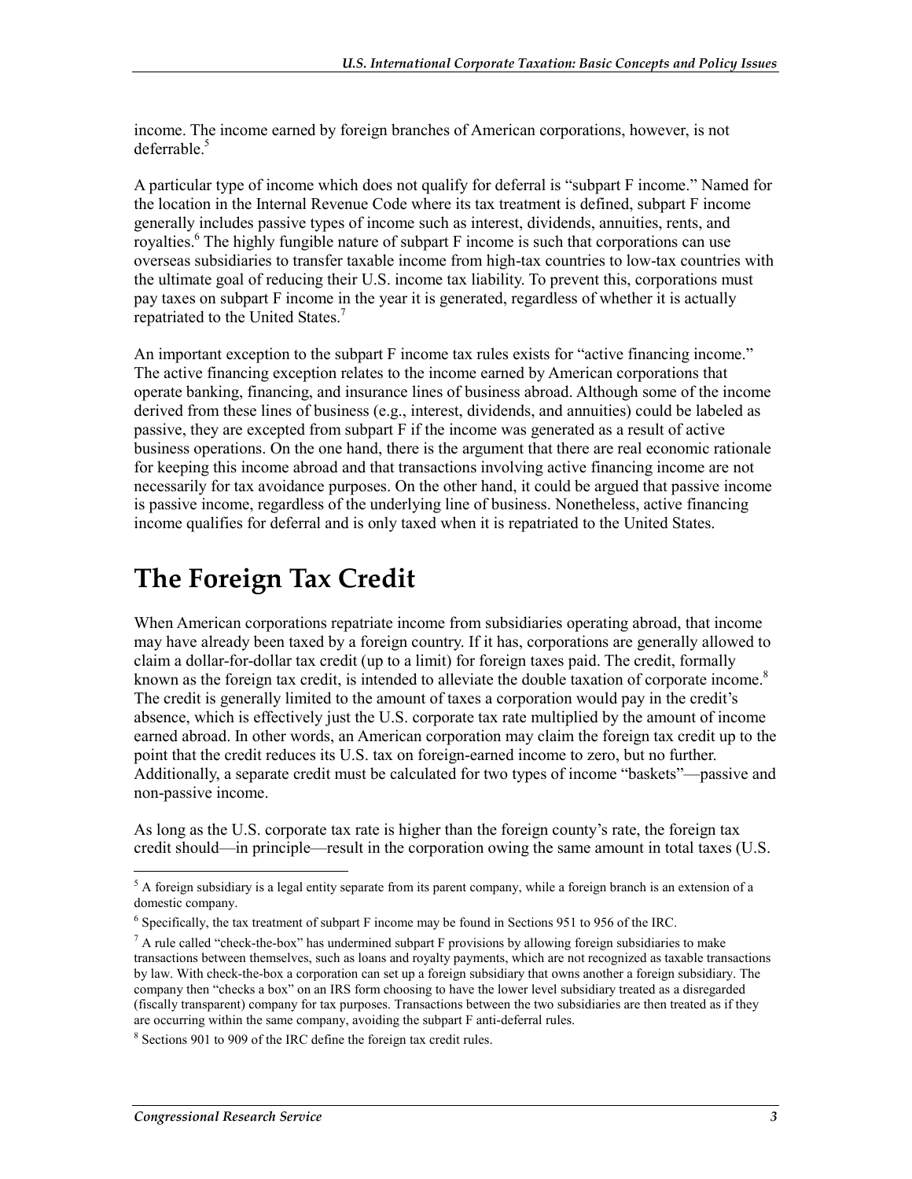income. The income earned by foreign branches of American corporations, however, is not deferrable.[5]

A particular type of income which does not qualify for deferral is "subpart F income." Named for the location in the Internal Revenue Code where its tax treatment is defined, subpart F income generally includes passive types of income such as interest, dividends, annuities, rents, and royalties.[6] The highly fungible nature of subpart F income is such that corporations can use overseas subsidiaries to transfer taxable income from high-tax countries to low-tax countries with the ultimate goal of reducing their U.S. income tax liability. To prevent this, corporations must pay taxes on subpart F income in the year it is generated, regardless of whether it is actually repatriated to the United States.[7]

An important exception to the subpart F income tax rules exists for "active financing income." The active financing exception relates to the income earned by American corporations that operate banking, financing, and insurance lines of business abroad. Although some of the income derived from these lines of business (e.g., interest, dividends, and annuities) could be labeled as passive, they are excepted from subpart F if the income was generated as a result of active business operations. On the one hand, there is the argument that there are real economic rationale for keeping this income abroad and that transactions involving active financing income are not necessarily for tax avoidance purposes. On the other hand, it could be argued that passive income is passive income, regardless of the underlying line of business. Nonetheless, active financing income qualifies for deferral and is only taxed when it is repatriated to the United States.

# The Foreign Tax Credit

When American corporations repatriate income from subsidiaries operating abroad, that income may have already been taxed by a foreign country. If it has, corporations are generally allowed to claim a dollar-for-dollar tax credit (up to a limit) for foreign taxes paid. The credit, formally known as the foreign tax credit, is intended to alleviate the double taxation of corporate income.[8] The credit is generally limited to the amount of taxes a corporation would pay in the credit's absence, which is effectively just the U.S. corporate tax rate multiplied by the amount of income earned abroad. In other words, an American corporation may claim the foreign tax credit up to the point that the credit reduces its U.S. tax on foreign-earned income to zero, but no further. Additionally, a separate credit must be calculated for two types of income "baskets"—passive and non-passive income.

As long as the U.S. corporate tax rate is higher than the foreign county's rate, the foreign tax credit should—in principle—result in the corporation owing the same amount in total taxes (U.S.

---

[5] A foreign subsidiary is a legal entity separate from its parent company, while a foreign branch is an extension of a domestic company.

[6] Specifically, the tax treatment of subpart F income may be found in Sections 951 to 956 of the IRC.

[7] A rule called "check-the-box" has undermined subpart F provisions by allowing foreign subsidiaries to make transactions between themselves, such as loans and royalty payments, which are not recognized as taxable transactions by law. With check-the-box a corporation can set up a foreign subsidiary that owns another a foreign subsidiary. The company then "checks a box" on an IRS form choosing to have the lower level subsidiary treated as a disregarded (fiscally transparent) company for tax purposes. Transactions between the two subsidiaries are then treated as if they are occurring within the same company, avoiding the subpart F anti-deferral rules.

[8] Sections 901 to 909 of the IRC define the foreign tax credit rules.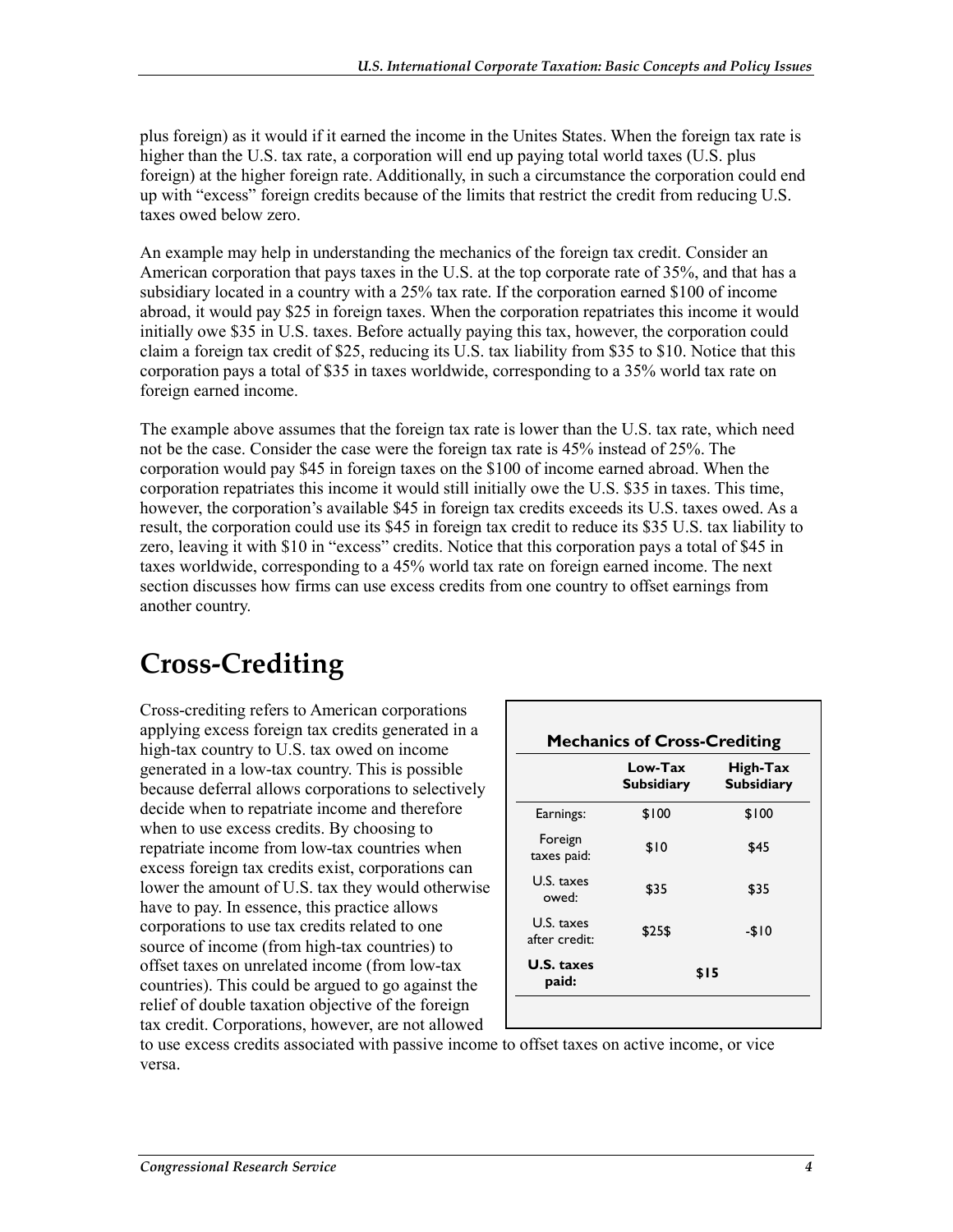plus foreign) as it would if it earned the income in the Unites States. When the foreign tax rate is higher than the U.S. tax rate, a corporation will end up paying total world taxes (U.S. plus foreign) at the higher foreign rate. Additionally, in such a circumstance the corporation could end up with "excess" foreign credits because of the limits that restrict the credit from reducing U.S. taxes owed below zero.

An example may help in understanding the mechanics of the foreign tax credit. Consider an American corporation that pays taxes in the U.S. at the top corporate rate of 35%, and that has a subsidiary located in a country with a 25% tax rate. If the corporation earned $100 of income abroad, it would pay $25 in foreign taxes. When the corporation repatriates this income it would initially owe $35 in U.S. taxes. Before actually paying this tax, however, the corporation could claim a foreign tax credit of $25, reducing its U.S. tax liability from $35 to $10. Notice that this corporation pays a total of $35 in taxes worldwide, corresponding to a 35% world tax rate on foreign earned income.

The example above assumes that the foreign tax rate is lower than the U.S. tax rate, which need not be the case. Consider the case were the foreign tax rate is 45% instead of 25%. The corporation would pay $45 in foreign taxes on the $100 of income earned abroad. When the corporation repatriates this income it would still initially owe the U.S. $35 in taxes. This time, however, the corporation's available $45 in foreign tax credits exceeds its U.S. taxes owed. As a result, the corporation could use its $45 in foreign tax credit to reduce its $35 U.S. tax liability to zero, leaving it with $10 in "excess" credits. Notice that this corporation pays a total of $45 in taxes worldwide, corresponding to a 45% world tax rate on foreign earned income. The next section discusses how firms can use excess credits from one country to offset earnings from another country.

# Cross-Crediting

Cross-crediting refers to American corporations applying excess foreign tax credits generated in a high-tax country to U.S. tax owed on income generated in a low-tax country. This is possible because deferral allows corporations to selectively decide when to repatriate income and therefore when to use excess credits. By choosing to repatriate income from low-tax countries when excess foreign tax credits exist, corporations can lower the amount of U.S. tax they would otherwise have to pay. In essence, this practice allows corporations to use tax credits related to one source of income (from high-tax countries) to offset taxes on unrelated income (from low-tax countries). This could be argued to go against the relief of double taxation objective of the foreign tax credit. Corporations, however, are not allowed to use excess credits associated with passive income to offset taxes on active income, or vice versa.

**Mechanics of Cross-Crediting**

| | Low-Tax Subsidiary | High-Tax Subsidiary |
|---|---|---|
| Earnings: | $100 | $100 |
| Foreign taxes paid: | $10 | $45 |
| U.S. taxes owed: | $35 | $35 |
| U.S. taxes after credit: | $25$ | -$10 |
| **U.S. taxes paid:** | $15 | |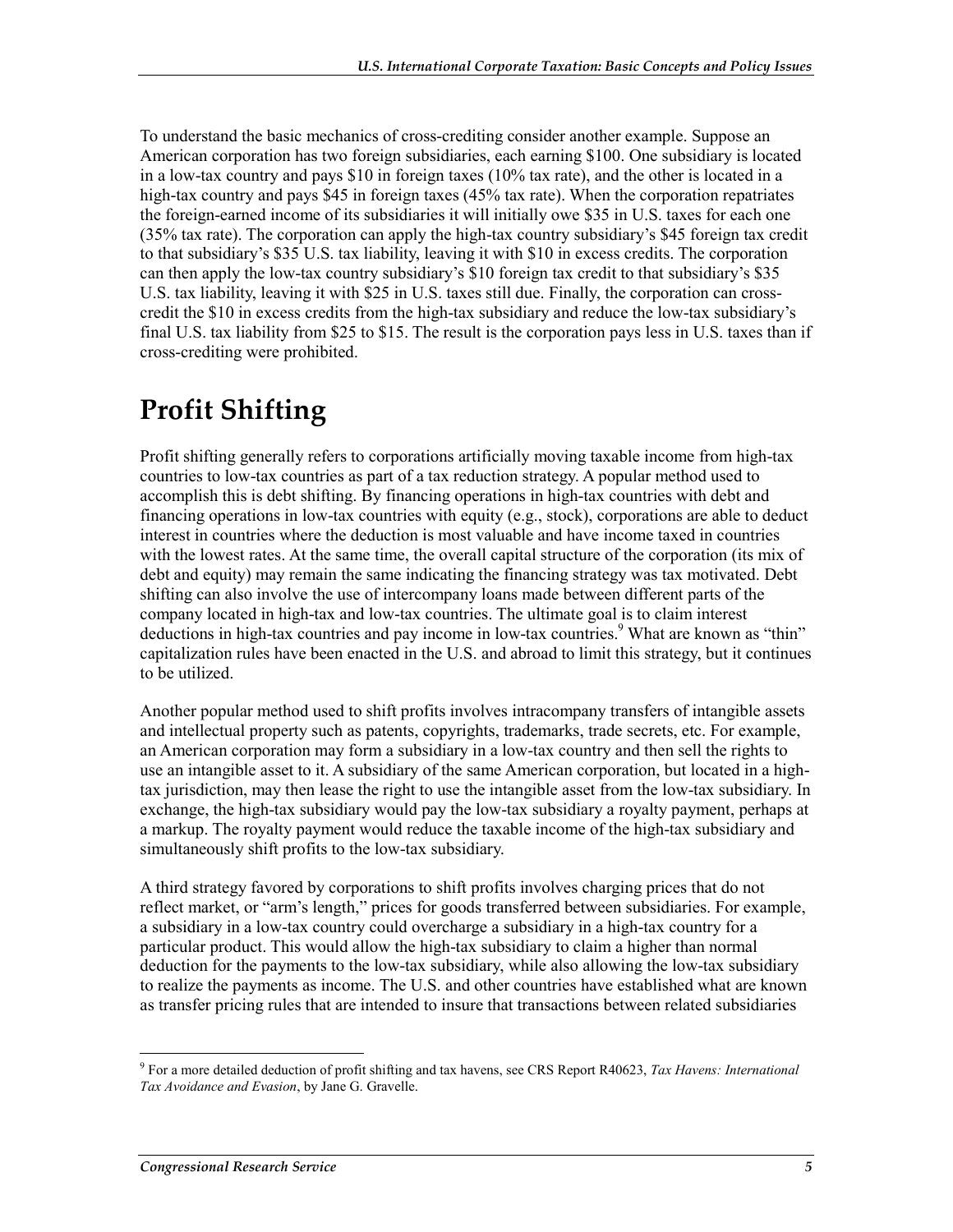To understand the basic mechanics of cross-crediting consider another example. Suppose an American corporation has two foreign subsidiaries, each earning $100. One subsidiary is located in a low-tax country and pays $10 in foreign taxes (10% tax rate), and the other is located in a high-tax country and pays $45 in foreign taxes (45% tax rate). When the corporation repatriates the foreign-earned income of its subsidiaries it will initially owe $35 in U.S. taxes for each one (35% tax rate). The corporation can apply the high-tax country subsidiary's $45 foreign tax credit to that subsidiary's $35 U.S. tax liability, leaving it with $10 in excess credits. The corporation can then apply the low-tax country subsidiary's $10 foreign tax credit to that subsidiary's $35 U.S. tax liability, leaving it with $25 in U.S. taxes still due. Finally, the corporation can cross-credit the $10 in excess credits from the high-tax subsidiary and reduce the low-tax subsidiary's final U.S. tax liability from $25 to $15. The result is the corporation pays less in U.S. taxes than if cross-crediting were prohibited.

# Profit Shifting

Profit shifting generally refers to corporations artificially moving taxable income from high-tax countries to low-tax countries as part of a tax reduction strategy. A popular method used to accomplish this is debt shifting. By financing operations in high-tax countries with debt and financing operations in low-tax countries with equity (e.g., stock), corporations are able to deduct interest in countries where the deduction is most valuable and have income taxed in countries with the lowest rates. At the same time, the overall capital structure of the corporation (its mix of debt and equity) may remain the same indicating the financing strategy was tax motivated. Debt shifting can also involve the use of intercompany loans made between different parts of the company located in high-tax and low-tax countries. The ultimate goal is to claim interest deductions in high-tax countries and pay income in low-tax countries.[9] What are known as "thin" capitalization rules have been enacted in the U.S. and abroad to limit this strategy, but it continues to be utilized.

Another popular method used to shift profits involves intracompany transfers of intangible assets and intellectual property such as patents, copyrights, trademarks, trade secrets, etc. For example, an American corporation may form a subsidiary in a low-tax country and then sell the rights to use an intangible asset to it. A subsidiary of the same American corporation, but located in a high-tax jurisdiction, may then lease the right to use the intangible asset from the low-tax subsidiary. In exchange, the high-tax subsidiary would pay the low-tax subsidiary a royalty payment, perhaps at a markup. The royalty payment would reduce the taxable income of the high-tax subsidiary and simultaneously shift profits to the low-tax subsidiary.

A third strategy favored by corporations to shift profits involves charging prices that do not reflect market, or "arm's length," prices for goods transferred between subsidiaries. For example, a subsidiary in a low-tax country could overcharge a subsidiary in a high-tax country for a particular product. This would allow the high-tax subsidiary to claim a higher than normal deduction for the payments to the low-tax subsidiary, while also allowing the low-tax subsidiary to realize the payments as income. The U.S. and other countries have established what are known as transfer pricing rules that are intended to insure that transactions between related subsidiaries

---

[9] For a more detailed deduction of profit shifting and tax havens, see CRS Report R40623, *Tax Havens: International Tax Avoidance and Evasion*, by Jane G. Gravelle.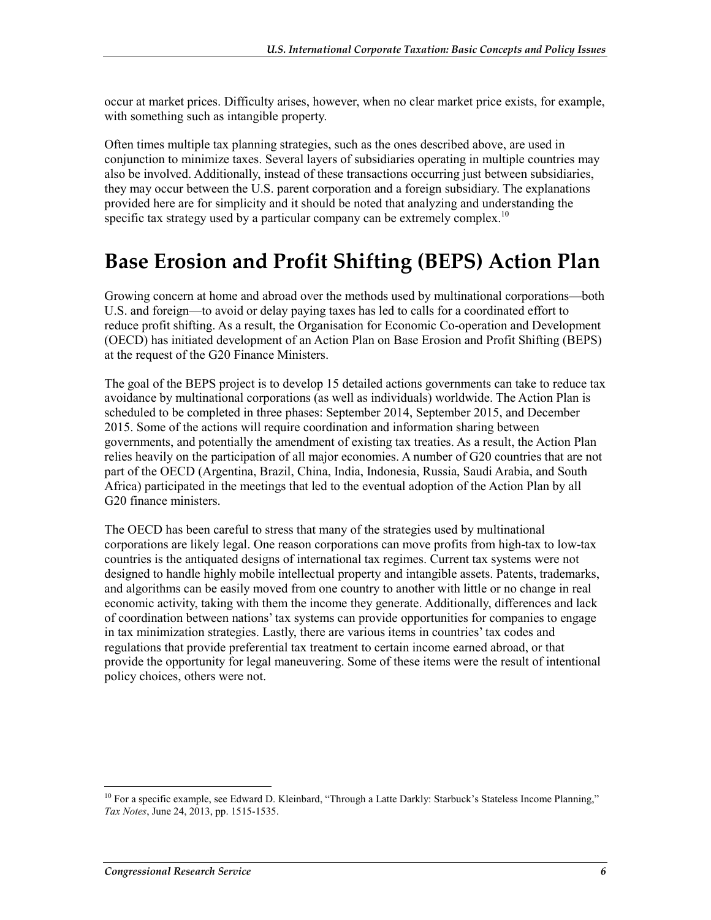occur at market prices. Difficulty arises, however, when no clear market price exists, for example, with something such as intangible property.

Often times multiple tax planning strategies, such as the ones described above, are used in conjunction to minimize taxes. Several layers of subsidiaries operating in multiple countries may also be involved. Additionally, instead of these transactions occurring just between subsidiaries, they may occur between the U.S. parent corporation and a foreign subsidiary. The explanations provided here are for simplicity and it should be noted that analyzing and understanding the specific tax strategy used by a particular company can be extremely complex.[10]

# Base Erosion and Profit Shifting (BEPS) Action Plan

Growing concern at home and abroad over the methods used by multinational corporations—both U.S. and foreign—to avoid or delay paying taxes has led to calls for a coordinated effort to reduce profit shifting. As a result, the Organisation for Economic Co-operation and Development (OECD) has initiated development of an Action Plan on Base Erosion and Profit Shifting (BEPS) at the request of the G20 Finance Ministers.

The goal of the BEPS project is to develop 15 detailed actions governments can take to reduce tax avoidance by multinational corporations (as well as individuals) worldwide. The Action Plan is scheduled to be completed in three phases: September 2014, September 2015, and December 2015. Some of the actions will require coordination and information sharing between governments, and potentially the amendment of existing tax treaties. As a result, the Action Plan relies heavily on the participation of all major economies. A number of G20 countries that are not part of the OECD (Argentina, Brazil, China, India, Indonesia, Russia, Saudi Arabia, and South Africa) participated in the meetings that led to the eventual adoption of the Action Plan by all G20 finance ministers.

The OECD has been careful to stress that many of the strategies used by multinational corporations are likely legal. One reason corporations can move profits from high-tax to low-tax countries is the antiquated designs of international tax regimes. Current tax systems were not designed to handle highly mobile intellectual property and intangible assets. Patents, trademarks, and algorithms can be easily moved from one country to another with little or no change in real economic activity, taking with them the income they generate. Additionally, differences and lack of coordination between nations' tax systems can provide opportunities for companies to engage in tax minimization strategies. Lastly, there are various items in countries' tax codes and regulations that provide preferential tax treatment to certain income earned abroad, or that provide the opportunity for legal maneuvering. Some of these items were the result of intentional policy choices, others were not.

[10] For a specific example, see Edward D. Kleinbard, "Through a Latte Darkly: Starbuck's Stateless Income Planning," *Tax Notes*, June 24, 2013, pp. 1515-1535.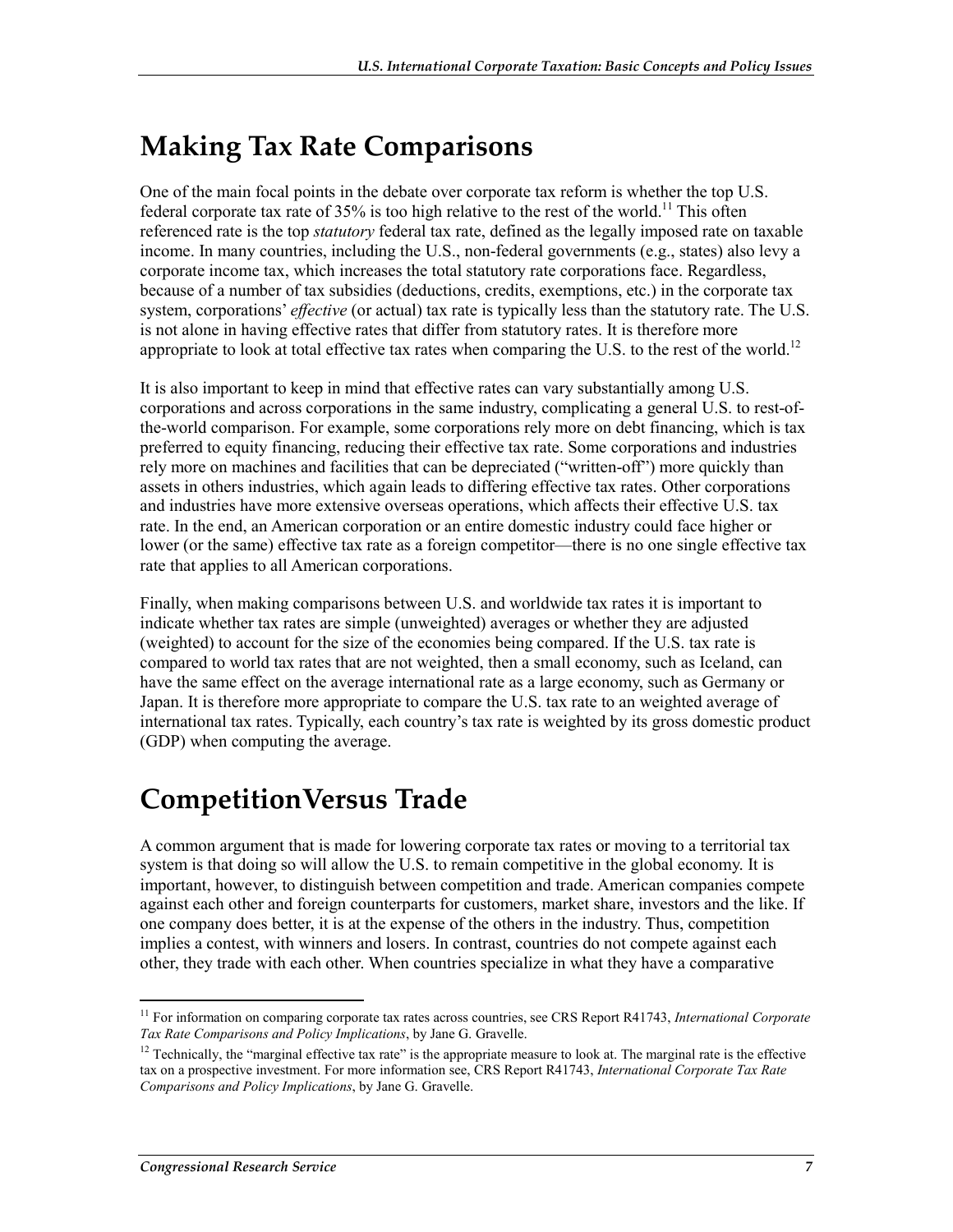## Making Tax Rate Comparisons

One of the main focal points in the debate over corporate tax reform is whether the top U.S. federal corporate tax rate of 35% is too high relative to the rest of the world.[11] This often referenced rate is the top *statutory* federal tax rate, defined as the legally imposed rate on taxable income. In many countries, including the U.S., non-federal governments (e.g., states) also levy a corporate income tax, which increases the total statutory rate corporations face. Regardless, because of a number of tax subsidies (deductions, credits, exemptions, etc.) in the corporate tax system, corporations' *effective* (or actual) tax rate is typically less than the statutory rate. The U.S. is not alone in having effective rates that differ from statutory rates. It is therefore more appropriate to look at total effective tax rates when comparing the U.S. to the rest of the world.[12]

It is also important to keep in mind that effective rates can vary substantially among U.S. corporations and across corporations in the same industry, complicating a general U.S. to rest-of-the-world comparison. For example, some corporations rely more on debt financing, which is tax preferred to equity financing, reducing their effective tax rate. Some corporations and industries rely more on machines and facilities that can be depreciated ("written-off") more quickly than assets in others industries, which again leads to differing effective tax rates. Other corporations and industries have more extensive overseas operations, which affects their effective U.S. tax rate. In the end, an American corporation or an entire domestic industry could face higher or lower (or the same) effective tax rate as a foreign competitor—there is no one single effective tax rate that applies to all American corporations.

Finally, when making comparisons between U.S. and worldwide tax rates it is important to indicate whether tax rates are simple (unweighted) averages or whether they are adjusted (weighted) to account for the size of the economies being compared. If the U.S. tax rate is compared to world tax rates that are not weighted, then a small economy, such as Iceland, can have the same effect on the average international rate as a large economy, such as Germany or Japan. It is therefore more appropriate to compare the U.S. tax rate to an weighted average of international tax rates. Typically, each country's tax rate is weighted by its gross domestic product (GDP) when computing the average.

## CompetitionVersus Trade

A common argument that is made for lowering corporate tax rates or moving to a territorial tax system is that doing so will allow the U.S. to remain competitive in the global economy. It is important, however, to distinguish between competition and trade. American companies compete against each other and foreign counterparts for customers, market share, investors and the like. If one company does better, it is at the expense of the others in the industry. Thus, competition implies a contest, with winners and losers. In contrast, countries do not compete against each other, they trade with each other. When countries specialize in what they have a comparative

---

[11] For information on comparing corporate tax rates across countries, see CRS Report R41743, *International Corporate Tax Rate Comparisons and Policy Implications*, by Jane G. Gravelle.

[12] Technically, the "marginal effective tax rate" is the appropriate measure to look at. The marginal rate is the effective tax on a prospective investment. For more information see, CRS Report R41743, *International Corporate Tax Rate Comparisons and Policy Implications*, by Jane G. Gravelle.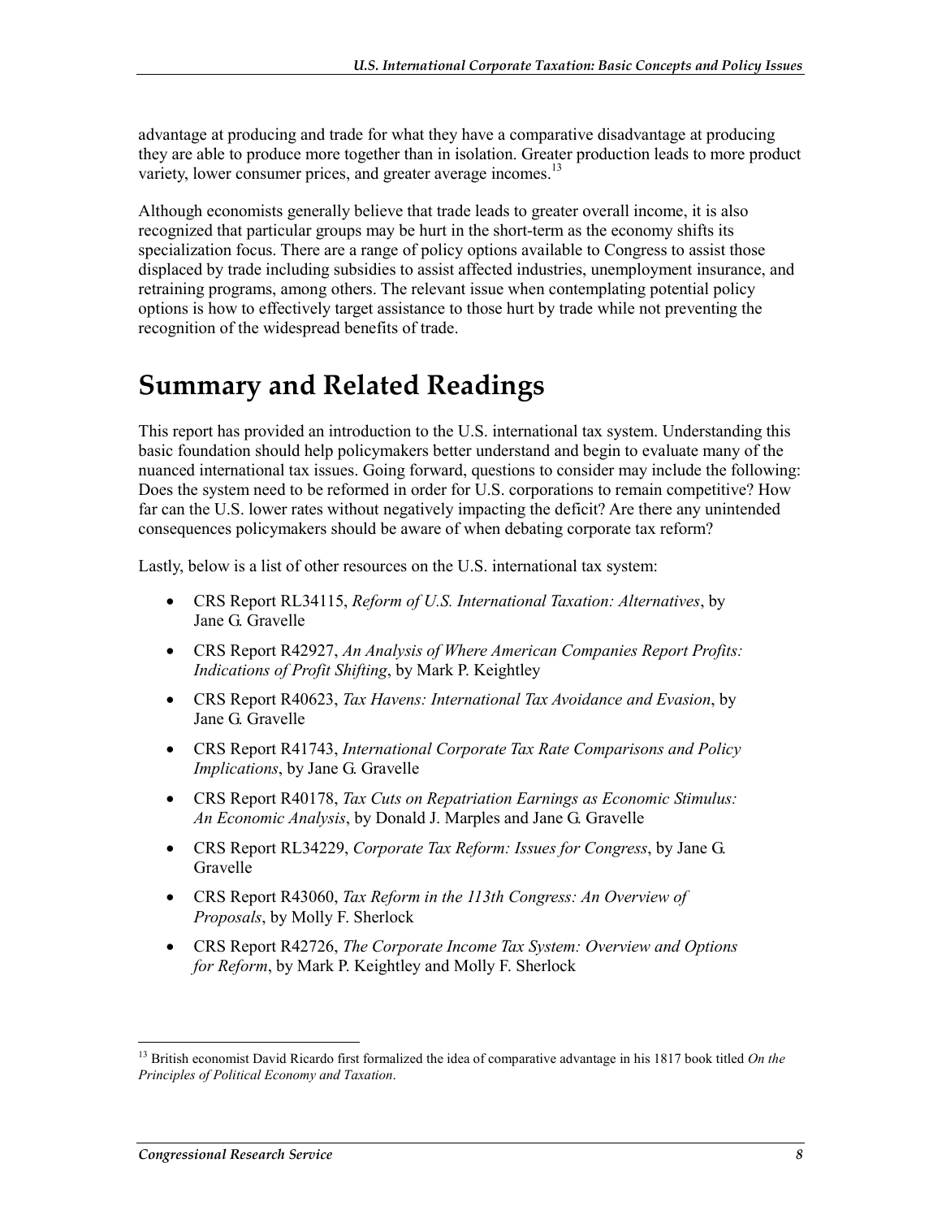advantage at producing and trade for what they have a comparative disadvantage at producing they are able to produce more together than in isolation. Greater production leads to more product variety, lower consumer prices, and greater average incomes.[13]

Although economists generally believe that trade leads to greater overall income, it is also recognized that particular groups may be hurt in the short-term as the economy shifts its specialization focus. There are a range of policy options available to Congress to assist those displaced by trade including subsidies to assist affected industries, unemployment insurance, and retraining programs, among others. The relevant issue when contemplating potential policy options is how to effectively target assistance to those hurt by trade while not preventing the recognition of the widespread benefits of trade.

# Summary and Related Readings

This report has provided an introduction to the U.S. international tax system. Understanding this basic foundation should help policymakers better understand and begin to evaluate many of the nuanced international tax issues. Going forward, questions to consider may include the following: Does the system need to be reformed in order for U.S. corporations to remain competitive? How far can the U.S. lower rates without negatively impacting the deficit? Are there any unintended consequences policymakers should be aware of when debating corporate tax reform?

Lastly, below is a list of other resources on the U.S. international tax system:

- CRS Report RL34115, *Reform of U.S. International Taxation: Alternatives*, by Jane G. Gravelle
- CRS Report R42927, *An Analysis of Where American Companies Report Profits: Indications of Profit Shifting*, by Mark P. Keightley
- CRS Report R40623, *Tax Havens: International Tax Avoidance and Evasion*, by Jane G. Gravelle
- CRS Report R41743, *International Corporate Tax Rate Comparisons and Policy Implications*, by Jane G. Gravelle
- CRS Report R40178, *Tax Cuts on Repatriation Earnings as Economic Stimulus: An Economic Analysis*, by Donald J. Marples and Jane G. Gravelle
- CRS Report RL34229, *Corporate Tax Reform: Issues for Congress*, by Jane G. Gravelle
- CRS Report R43060, *Tax Reform in the 113th Congress: An Overview of Proposals*, by Molly F. Sherlock
- CRS Report R42726, *The Corporate Income Tax System: Overview and Options for Reform*, by Mark P. Keightley and Molly F. Sherlock

---

[13] British economist David Ricardo first formalized the idea of comparative advantage in his 1817 book titled *On the Principles of Political Economy and Taxation*.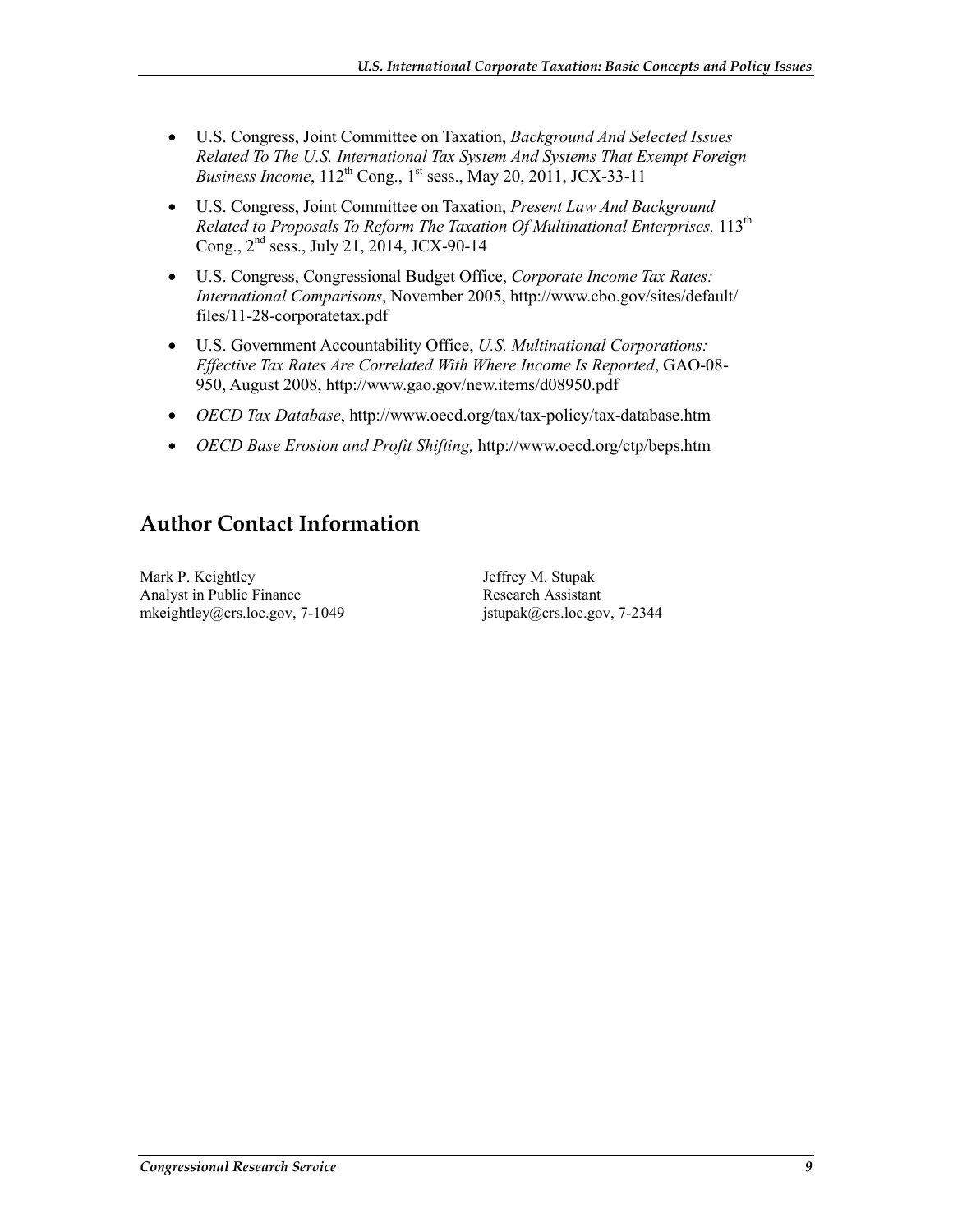- U.S. Congress, Joint Committee on Taxation, *Background And Selected Issues Related To The U.S. International Tax System And Systems That Exempt Foreign Business Income*, 112th Cong., 1st sess., May 20, 2011, JCX-33-11
- U.S. Congress, Joint Committee on Taxation, *Present Law And Background Related to Proposals To Reform The Taxation Of Multinational Enterprises,* 113th Cong., 2nd sess., July 21, 2014, JCX-90-14
- U.S. Congress, Congressional Budget Office, *Corporate Income Tax Rates: International Comparisons*, November 2005, http://www.cbo.gov/sites/default/files/11-28-corporatetax.pdf
- U.S. Government Accountability Office, *U.S. Multinational Corporations: Effective Tax Rates Are Correlated With Where Income Is Reported*, GAO-08-950, August 2008, http://www.gao.gov/new.items/d08950.pdf
- *OECD Tax Database*, http://www.oecd.org/tax/tax-policy/tax-database.htm
- *OECD Base Erosion and Profit Shifting,* http://www.oecd.org/ctp/beps.htm

## Author Contact Information

Mark P. Keightley
Analyst in Public Finance
mkeightley@crs.loc.gov, 7-1049

Jeffrey M. Stupak
Research Assistant
jstupak@crs.loc.gov, 7-2344